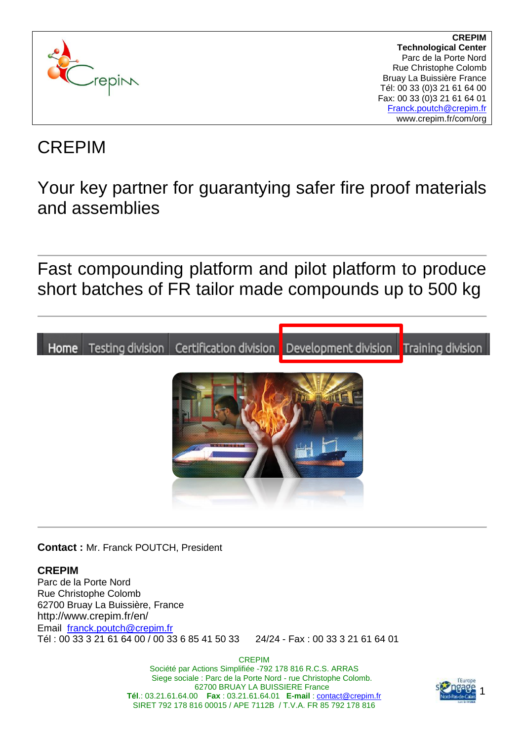CREPIM
**Technological Center**
Parc de la Porte Nord
Rue Christophe Colomb
Bruay La Buissière France
Tél: 00 33 (0)3 21 61 64 00
Fax: 00 33 (0)3 21 61 64 01
Franck.poutch@crepim.fr
www.crepim.fr/com/org

# CREPIM

## Your key partner for guarantying safer fire proof materials and assemblies

---

## Fast compounding platform and pilot platform to produce short batches of FR tailor made compounds up to 500 kg

---

Home | Testing division | Certification division | Development division | Training division

---

**Contact :** Mr. Franck POUTCH, President

**CREPIM**
Parc de la Porte Nord
Rue Christophe Colomb
62700 Bruay La Buissière, France
http://www.crepim.fr/en/
Email franck.poutch@crepim.fr
Tél : 00 33 3 21 61 64 00 / 00 33 6 85 41 50 33 24/24 - Fax : 00 33 3 21 61 64 01

CREPIM
Société par Actions Simplifiée -792 178 816 R.C.S. ARRAS
Siege sociale : Parc de la Porte Nord - rue Christophe Colomb.
62700 BRUAY LA BUISSIERE France
**Tél.**: 03.21.61.64.00 **Fax** : 03.21.61.64.01 **E-mail** : contact@crepim.fr
SIRET 792 178 816 00015 / APE 7112B / T.V.A. FR 85 792 178 816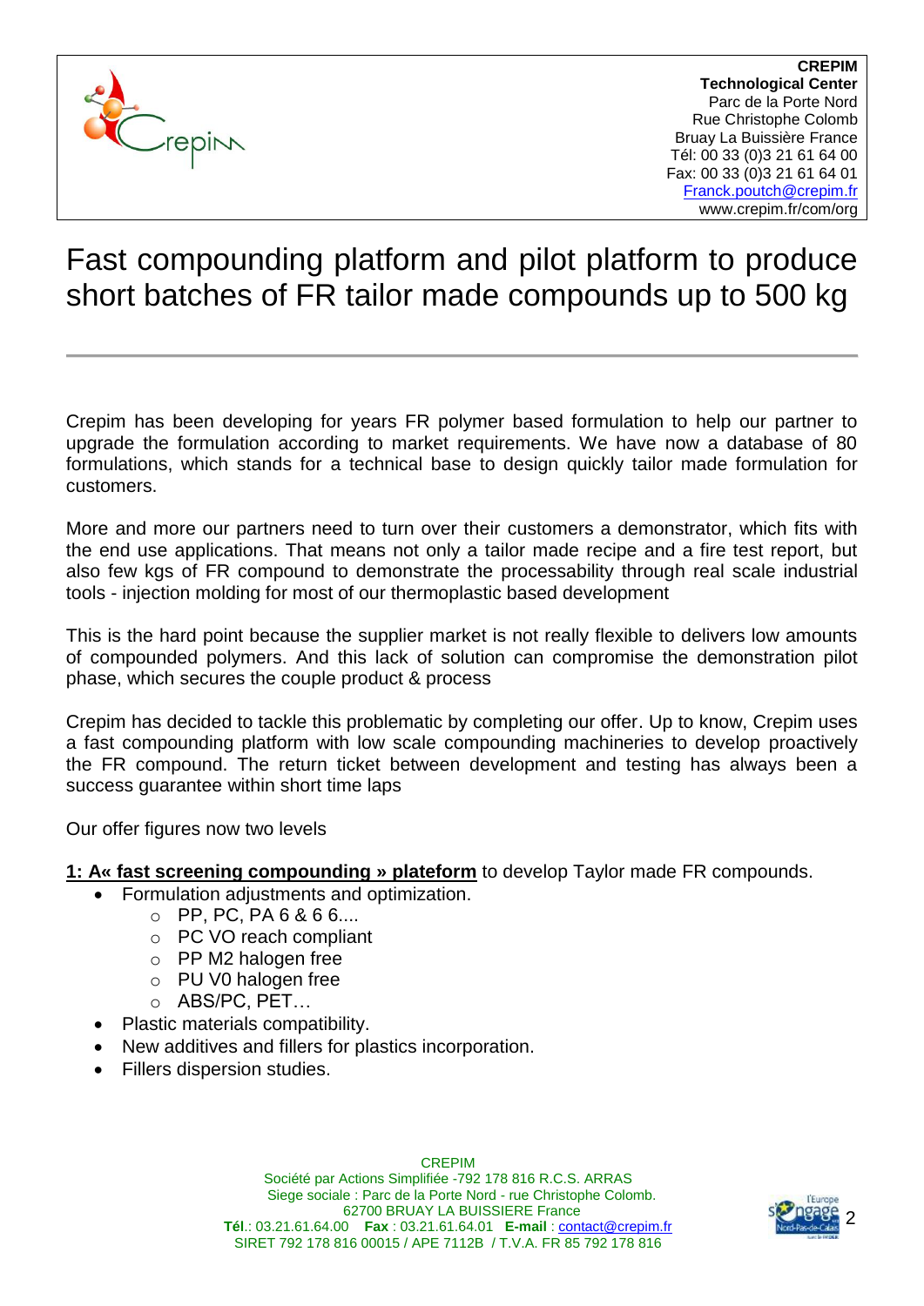**CREPIM**
**Technological Center**
Parc de la Porte Nord
Rue Christophe Colomb
Bruay La Buissière France
Tél: 00 33 (0)3 21 61 64 00
Fax: 00 33 (0)3 21 61 64 01
Franck.poutch@crepim.fr
www.crepim.fr/com/org

# Fast compounding platform and pilot platform to produce short batches of FR tailor made compounds up to 500 kg

---

Crepim has been developing for years FR polymer based formulation to help our partner to upgrade the formulation according to market requirements. We have now a database of 80 formulations, which stands for a technical base to design quickly tailor made formulation for customers.

More and more our partners need to turn over their customers a demonstrator, which fits with the end use applications. That means not only a tailor made recipe and a fire test report, but also few kgs of FR compound to demonstrate the processability through real scale industrial tools - injection molding for most of our thermoplastic based development

This is the hard point because the supplier market is not really flexible to delivers low amounts of compounded polymers. And this lack of solution can compromise the demonstration pilot phase, which secures the couple product & process

Crepim has decided to tackle this problematic by completing our offer. Up to know, Crepim uses a fast compounding platform with low scale compounding machineries to develop proactively the FR compound. The return ticket between development and testing has always been a success guarantee within short time laps

Our offer figures now two levels

**1: A« fast screening compounding » plateform** to develop Taylor made FR compounds.

- Formulation adjustments and optimization.
  - PP, PC, PA 6 & 6 6....
  - PC VO reach compliant
  - PP M2 halogen free
  - PU V0 halogen free
  - ABS/PC, PET…
- Plastic materials compatibility.
- New additives and fillers for plastics incorporation.
- Fillers dispersion studies.

CREPIM
Société par Actions Simplifiée -792 178 816 R.C.S. ARRAS
Siege sociale : Parc de la Porte Nord - rue Christophe Colomb.
62700 BRUAY LA BUISSIERE France
**Tél**.: 03.21.61.64.00 **Fax** : 03.21.61.64.01 **E-mail** : contact@crepim.fr
SIRET 792 178 816 00015 / APE 7112B / T.V.A. FR 85 792 178 816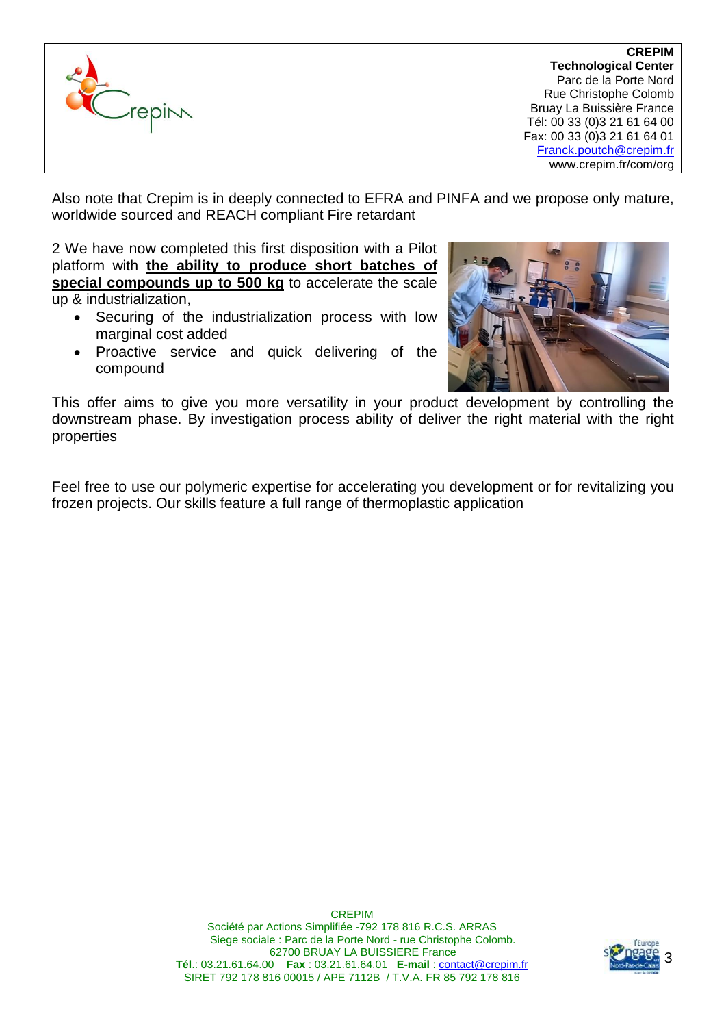Also note that Crepim is in deeply connected to EFRA and PINFA and we propose only mature, worldwide sourced and REACH compliant Fire retardant

2 We have now completed this first disposition with a Pilot platform with **the ability to produce short batches of special compounds up to 500 kg** to accelerate the scale up & industrialization,

- Securing of the industrialization process with low marginal cost added
- Proactive service and quick delivering of the compound

This offer aims to give you more versatility in your product development by controlling the downstream phase. By investigation process ability of deliver the right material with the right properties

Feel free to use our polymeric expertise for accelerating you development or for revitalizing you frozen projects. Our skills feature a full range of thermoplastic application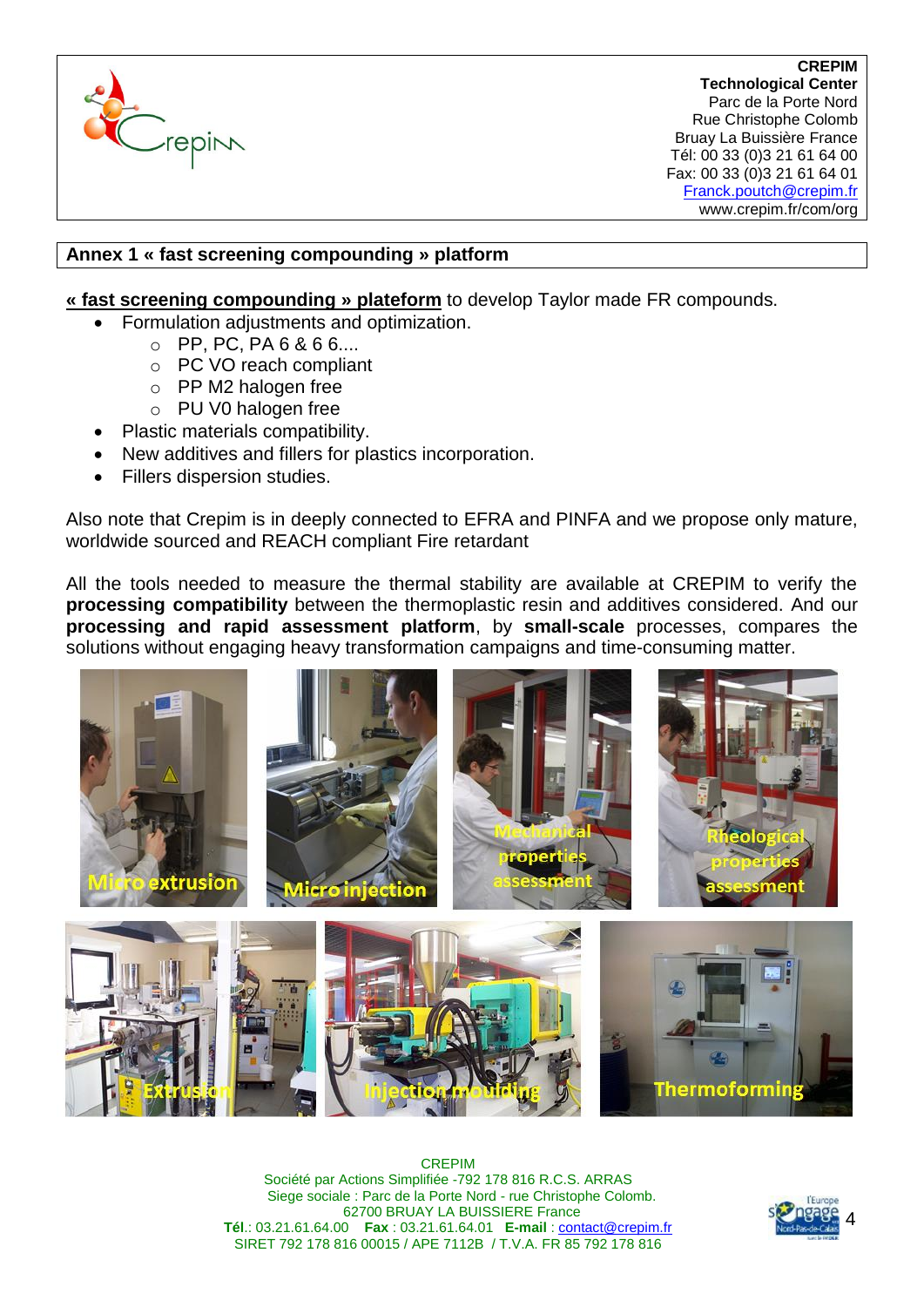**CREPIM**
**Technological Center**
Parc de la Porte Nord
Rue Christophe Colomb
Bruay La Buissière France
Tél: 00 33 (0)3 21 61 64 00
Fax: 00 33 (0)3 21 61 64 01
Franck.poutch@crepim.fr
www.crepim.fr/com/org

## Annex 1 « fast screening compounding » platform

**« fast screening compounding » plateform** to develop Taylor made FR compounds.

- Formulation adjustments and optimization.
  - PP, PC, PA 6 & 6 6....
  - PC VO reach compliant
  - PP M2 halogen free
  - PU V0 halogen free
- Plastic materials compatibility.
- New additives and fillers for plastics incorporation.
- Fillers dispersion studies.

Also note that Crepim is in deeply connected to EFRA and PINFA and we propose only mature, worldwide sourced and REACH compliant Fire retardant

All the tools needed to measure the thermal stability are available at CREPIM to verify the **processing compatibility** between the thermoplastic resin and additives considered. And our **processing and rapid assessment platform**, by **small-scale** processes, compares the solutions without engaging heavy transformation campaigns and time-consuming matter.

Micro extrusion

Micro injection

Mechanical properties assessment

Rheological properties assessment

Extrusion

Injection moulding

Thermoforming

CREPIM
Société par Actions Simplifiée -792 178 816 R.C.S. ARRAS
Siege sociale : Parc de la Porte Nord - rue Christophe Colomb.
62700 BRUAY LA BUISSIERE France
**Tél**.: 03.21.61.64.00 **Fax** : 03.21.61.64.01 **E-mail** : contact@crepim.fr
SIRET 792 178 816 00015 / APE 7112B / T.V.A. FR 85 792 178 816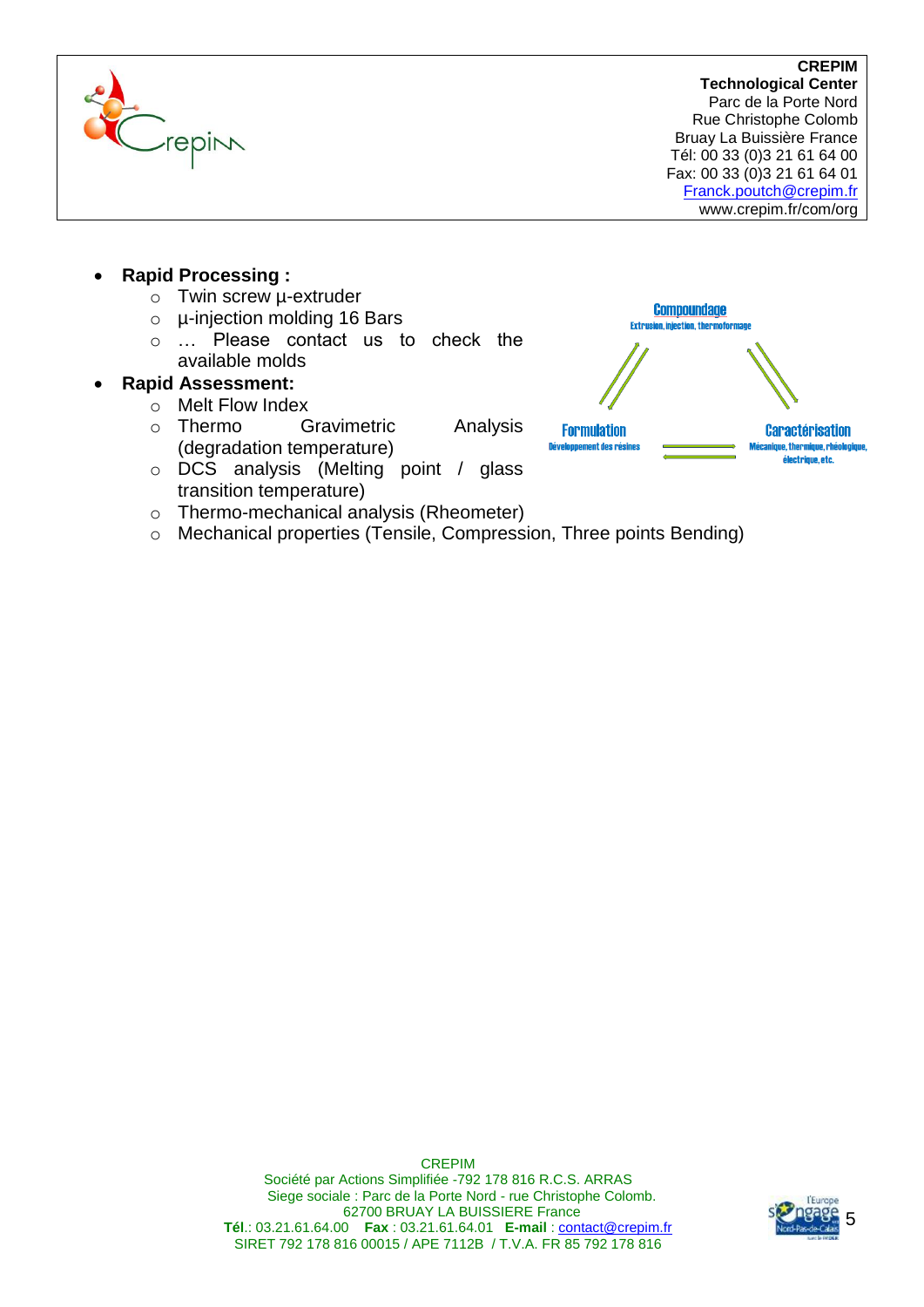**CREPIM**
**Technological Center**
Parc de la Porte Nord
Rue Christophe Colomb
Bruay La Buissière France
Tél: 00 33 (0)3 21 61 64 00
Fax: 00 33 (0)3 21 61 64 01
Franck.poutch@crepim.fr
www.crepim.fr/com/org

- **Rapid Processing :**
  - Twin screw µ-extruder
  - µ-injection molding 16 Bars
  - … Please contact us to check the available molds
- **Rapid Assessment:**
  - Melt Flow Index
  - Thermo Gravimetric Analysis (degradation temperature)
  - DCS analysis (Melting point / glass transition temperature)
  - Thermo-mechanical analysis (Rheometer)
  - Mechanical properties (Tensile, Compression, Three points Bending)

Compoundage
Extrusion, injection, thermoformage

Formulation
Développement des résines

Caractérisation
Mécanique, thermique, rhéologique, électrique, etc.

CREPIM
Société par Actions Simplifiée -792 178 816 R.C.S. ARRAS
Siege sociale : Parc de la Porte Nord - rue Christophe Colomb.
62700 BRUAY LA BUISSIERE France
**Tél**.: 03.21.61.64.00 **Fax** : 03.21.61.64.01 **E-mail** : contact@crepim.fr
SIRET 792 178 816 00015 / APE 7112B / T.V.A. FR 85 792 178 816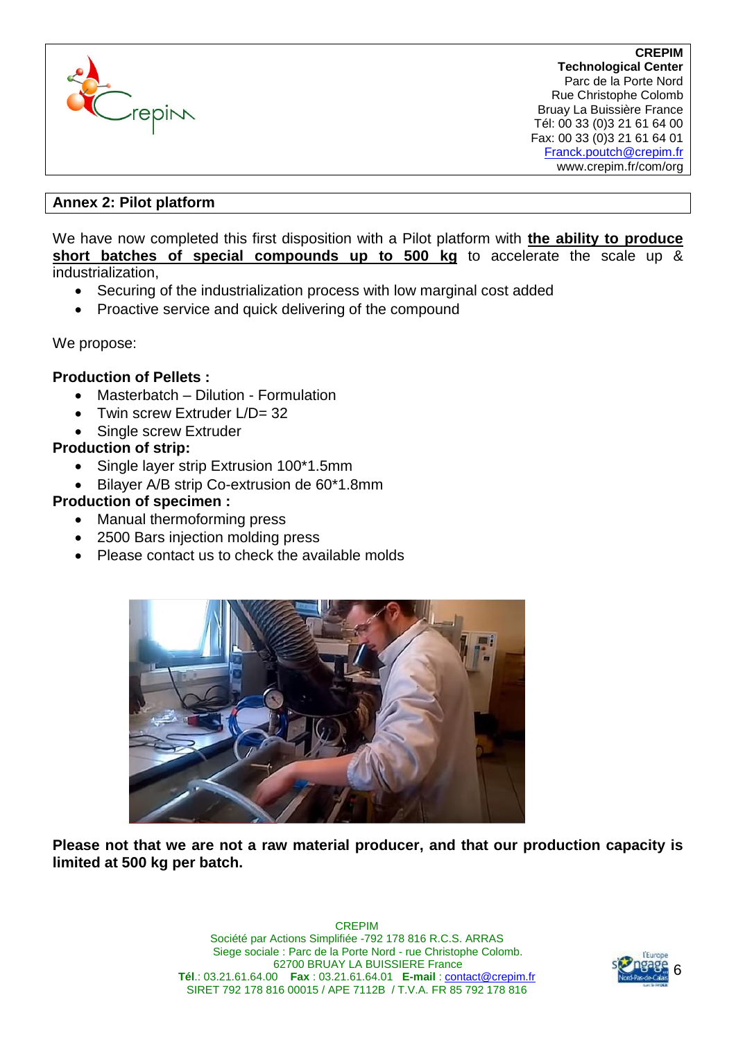CREPIM
Technological Center
Parc de la Porte Nord
Rue Christophe Colomb
Bruay La Buissière France
Tél: 00 33 (0)3 21 61 64 00
Fax: 00 33 (0)3 21 61 64 01
Franck.poutch@crepim.fr
www.crepim.fr/com/org

## Annex 2: Pilot platform

We have now completed this first disposition with a Pilot platform with **the ability to produce short batches of special compounds up to 500 kg** to accelerate the scale up & industrialization,

- Securing of the industrialization process with low marginal cost added
- Proactive service and quick delivering of the compound

We propose:

**Production of Pellets :**

- Masterbatch – Dilution - Formulation
- Twin screw Extruder L/D= 32
- Single screw Extruder

**Production of strip:**

- Single layer strip Extrusion 100*1.5mm
- Bilayer A/B strip Co-extrusion de 60*1.8mm

**Production of specimen :**

- Manual thermoforming press
- 2500 Bars injection molding press
- Please contact us to check the available molds

**Please not that we are not a raw material producer, and that our production capacity is limited at 500 kg per batch.**

CREPIM
Société par Actions Simplifiée -792 178 816 R.C.S. ARRAS
Siege sociale : Parc de la Porte Nord - rue Christophe Colomb.
62700 BRUAY LA BUISSIERE France
**Tél**.: 03.21.61.64.00 **Fax** : 03.21.61.64.01 **E-mail** : contact@crepim.fr
SIRET 792 178 816 00015 / APE 7112B / T.V.A. FR 85 792 178 816